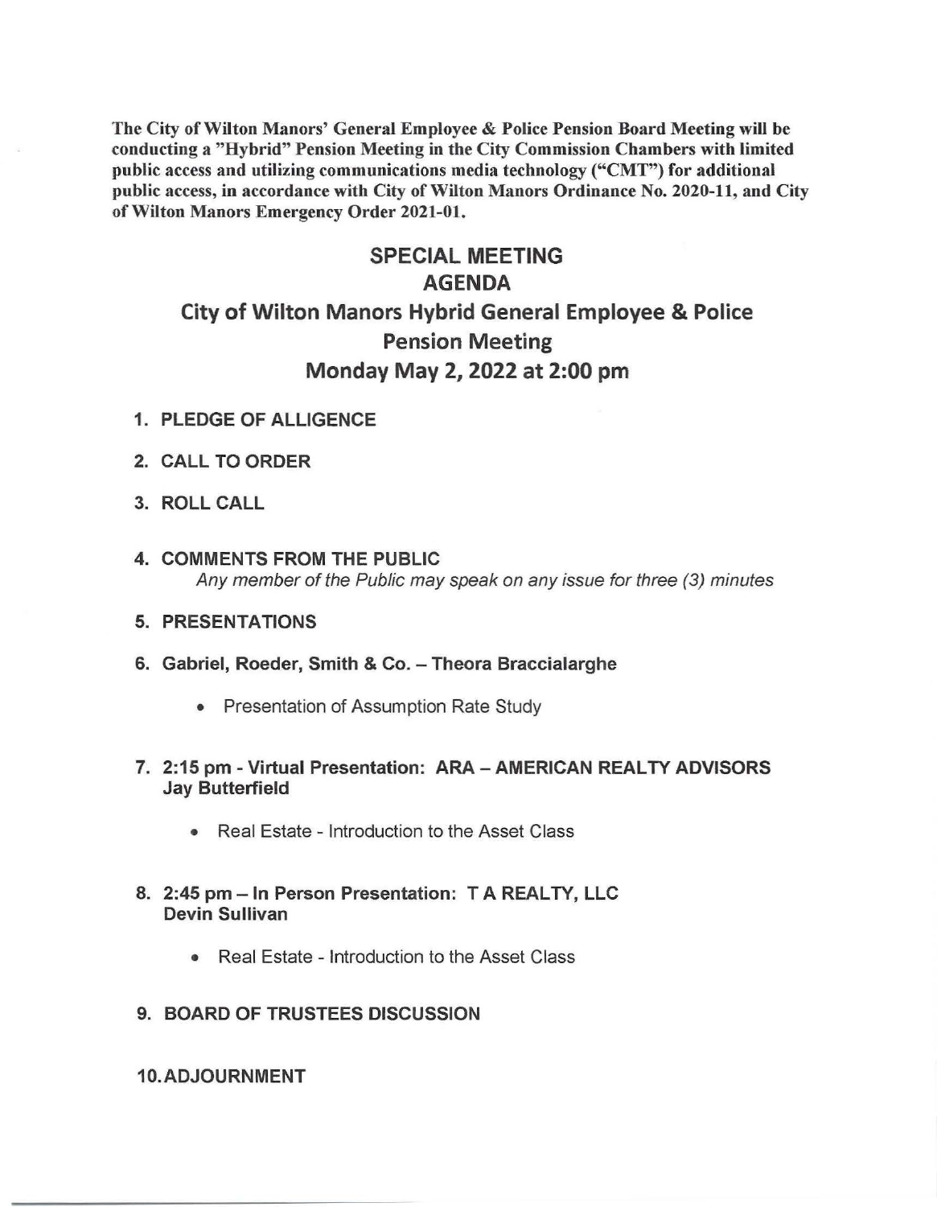**The City of Wilton Manors' General Employee & Police Pension Board Meeting will be conducting a "Hybrid" Pension Meeting in the City Commission Chambers with limited public access and utilizing communications media technology ("CMT") for additional public access, in accordance with City of Wilton Manors Ordinance No. 2020-11, and City of Wilton Manors Emergency Order 2021-01.**

# SPECIAL MEETING
# AGENDA
## City of Wilton Manors Hybrid General Employee & Police Pension Meeting
## Monday May 2, 2022 at 2:00 pm

1. **PLEDGE OF ALLIGENCE**
2. **CALL TO ORDER**
3. **ROLL CALL**
4. **COMMENTS FROM THE PUBLIC**
   *Any member of the Public may speak on any issue for three (3) minutes*
5. **PRESENTATIONS**
6. **Gabriel, Roeder, Smith & Co. – Theora Braccialarghe**
   - Presentation of Assumption Rate Study
7. **2:15 pm - Virtual Presentation: ARA – AMERICAN REALTY ADVISORS Jay Butterfield**
   - Real Estate - Introduction to the Asset Class
8. **2:45 pm – In Person Presentation: T A REALTY, LLC Devin Sullivan**
   - Real Estate - Introduction to the Asset Class
9. **BOARD OF TRUSTEES DISCUSSION**
10. **ADJOURNMENT**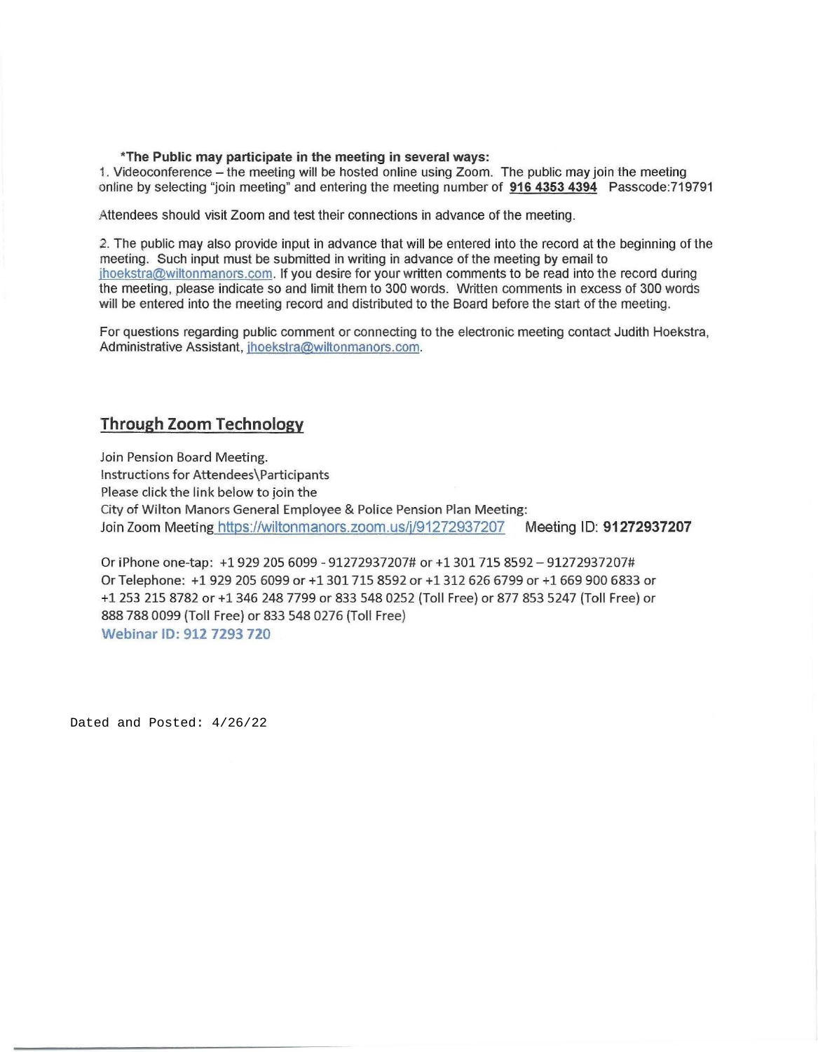**\*The Public may participate in the meeting in several ways:**

1. Videoconference – the meeting will be hosted online using Zoom. The public may join the meeting online by selecting "join meeting" and entering the meeting number of **916 4353 4394** Passcode:719791

Attendees should visit Zoom and test their connections in advance of the meeting.

2. The public may also provide input in advance that will be entered into the record at the beginning of the meeting. Such input must be submitted in writing in advance of the meeting by email to jhoekstra@wiltonmanors.com. If you desire for your written comments to be read into the record during the meeting, please indicate so and limit them to 300 words. Written comments in excess of 300 words will be entered into the meeting record and distributed to the Board before the start of the meeting.

For questions regarding public comment or connecting to the electronic meeting contact Judith Hoekstra, Administrative Assistant, jhoekstra@wiltonmanors.com.

## Through Zoom Technology

Join Pension Board Meeting.
Instructions for Attendees\Participants
Please click the link below to join the
City of Wilton Manors General Employee & Police Pension Plan Meeting:
Join Zoom Meeting https://wiltonmanors.zoom.us/j/91272937207 Meeting ID: **91272937207**

Or iPhone one-tap: +1 929 205 6099 - 91272937207# or +1 301 715 8592 – 91272937207#
Or Telephone: +1 929 205 6099 or +1 301 715 8592 or +1 312 626 6799 or +1 669 900 6833 or +1 253 215 8782 or +1 346 248 7799 or 833 548 0252 (Toll Free) or 877 853 5247 (Toll Free) or 888 788 0099 (Toll Free) or 833 548 0276 (Toll Free)
**Webinar ID: 912 7293 720**

Dated and Posted: 4/26/22